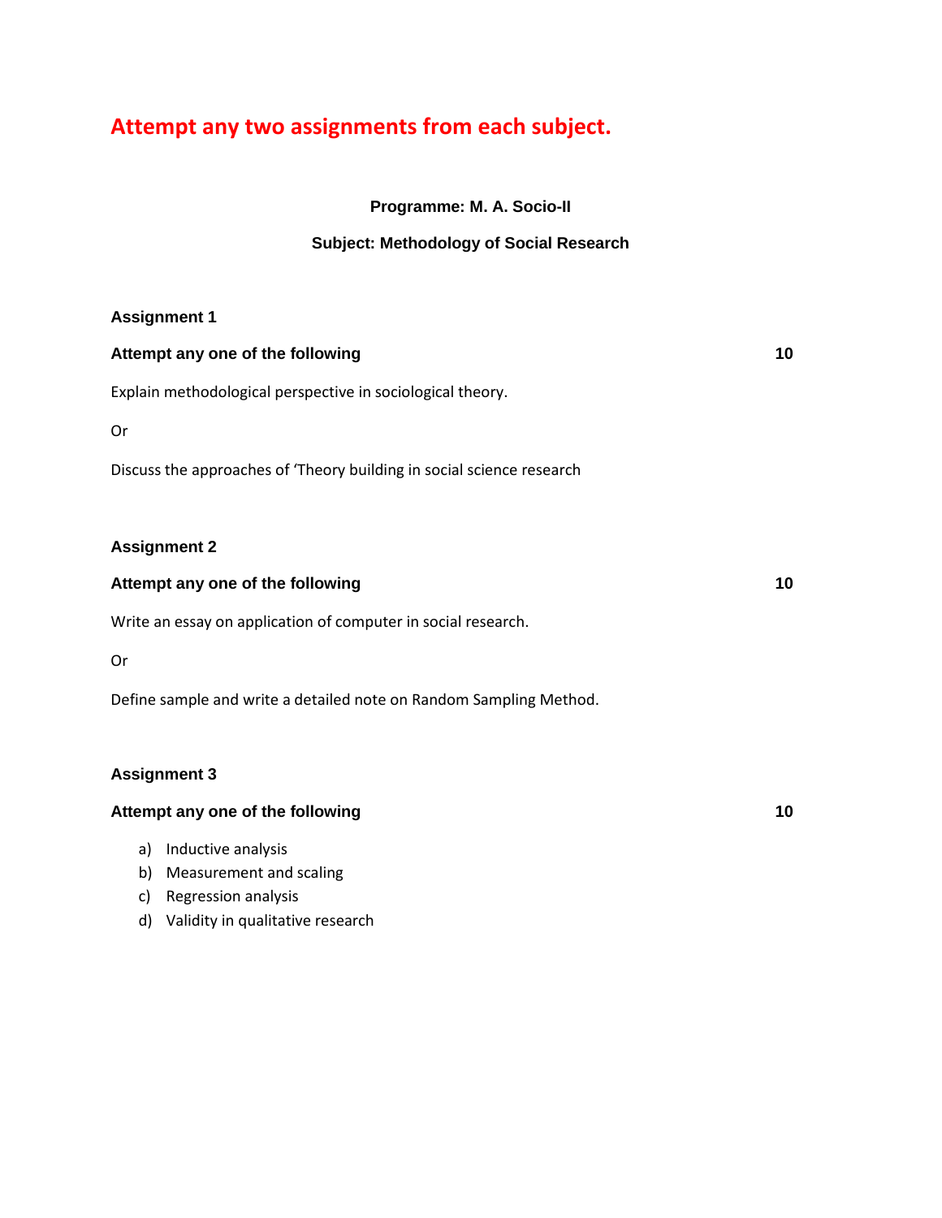# Attempt any two assignments from each subject.

**Programme: M. A. Socio-II**

**Subject: Methodology of Social Research**

**Assignment 1**

**Attempt any one of the following** **10**

Explain methodological perspective in sociological theory.

Or

Discuss the approaches of 'Theory building in social science research

**Assignment 2**

**Attempt any one of the following** **10**

Write an essay on application of computer in social research.

Or

Define sample and write a detailed note on Random Sampling Method.

**Assignment 3**

**Attempt any one of the following** **10**

a) Inductive analysis
b) Measurement and scaling
c) Regression analysis
d) Validity in qualitative research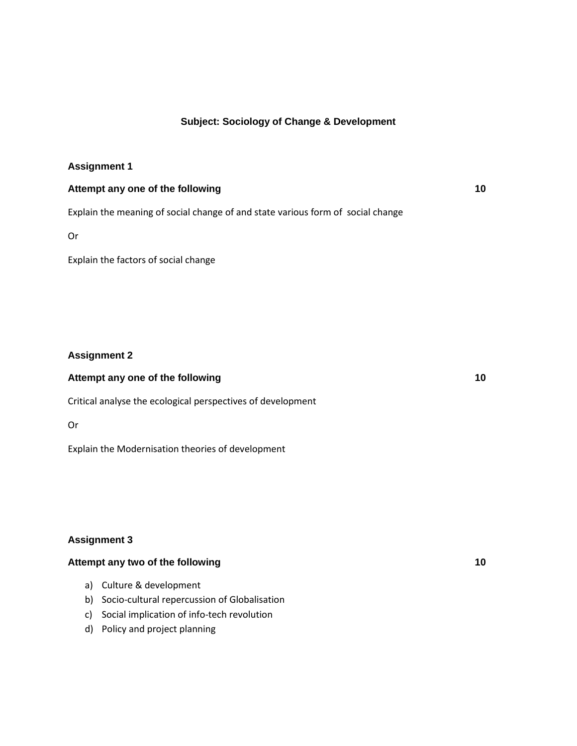## Subject: Sociology of Change & Development

### Assignment 1

**Attempt any one of the following** **10**

Explain the meaning of social change of and state various form of social change

Or

Explain the factors of social change

### Assignment 2

**Attempt any one of the following** **10**

Critical analyse the ecological perspectives of development

Or

Explain the Modernisation theories of development

### Assignment 3

**Attempt any two of the following** **10**

a) Culture & development
b) Socio-cultural repercussion of Globalisation
c) Social implication of info-tech revolution
d) Policy and project planning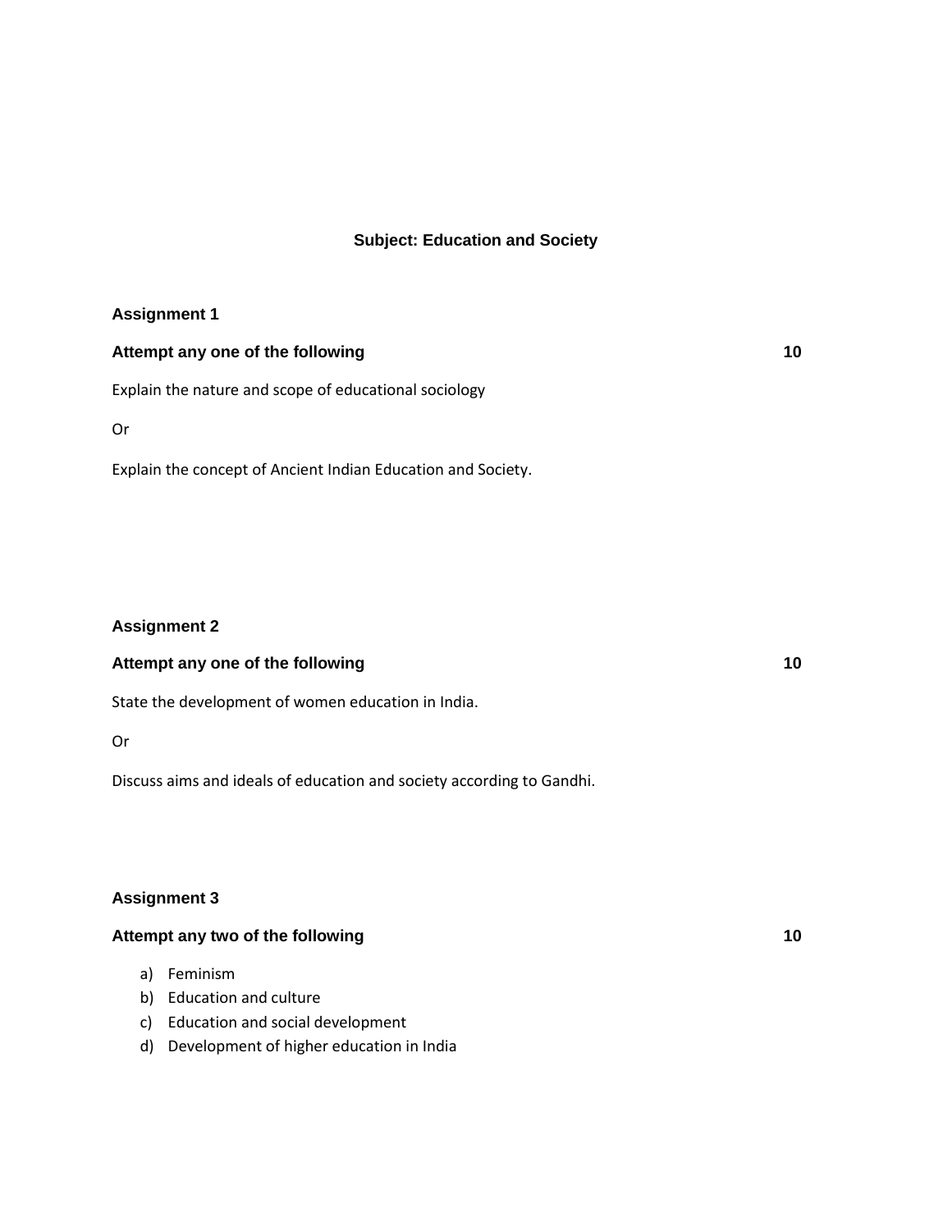## Subject: Education and Society

### Assignment 1

**Attempt any one of the following** **10**

Explain the nature and scope of educational sociology

Or

Explain the concept of Ancient Indian Education and Society.

### Assignment 2

**Attempt any one of the following** **10**

State the development of women education in India.

Or

Discuss aims and ideals of education and society according to Gandhi.

### Assignment 3

**Attempt any two of the following** **10**

a) Feminism
b) Education and culture
c) Education and social development
d) Development of higher education in India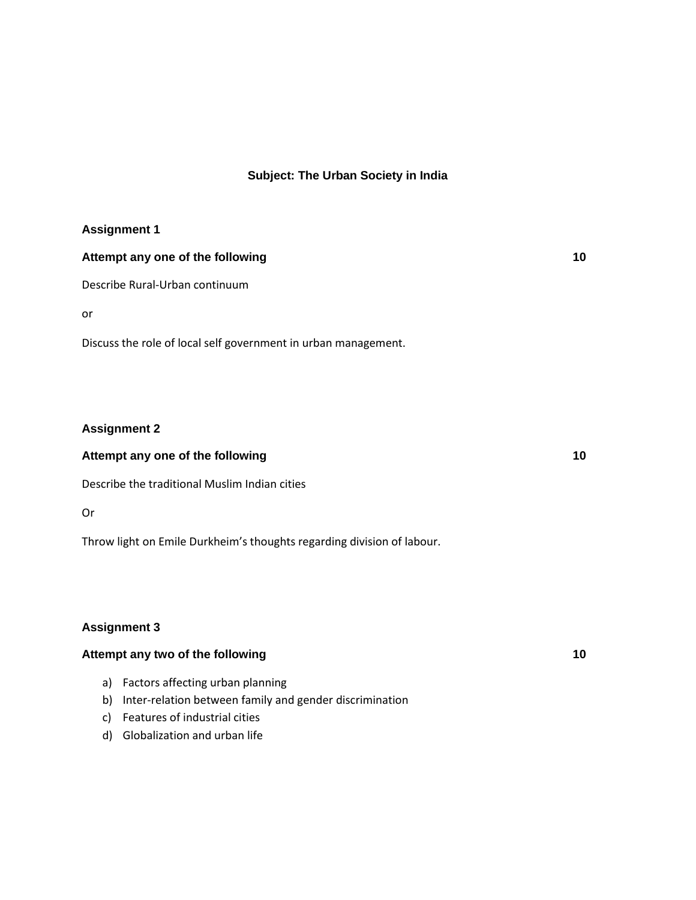## Subject: The Urban Society in India

### Assignment 1

**Attempt any one of the following** **10**

Describe Rural-Urban continuum

or

Discuss the role of local self government in urban management.

### Assignment 2

**Attempt any one of the following** **10**

Describe the traditional Muslim Indian cities

Or

Throw light on Emile Durkheim's thoughts regarding division of labour.

### Assignment 3

**Attempt any two of the following** **10**

a) Factors affecting urban planning
b) Inter-relation between family and gender discrimination
c) Features of industrial cities
d) Globalization and urban life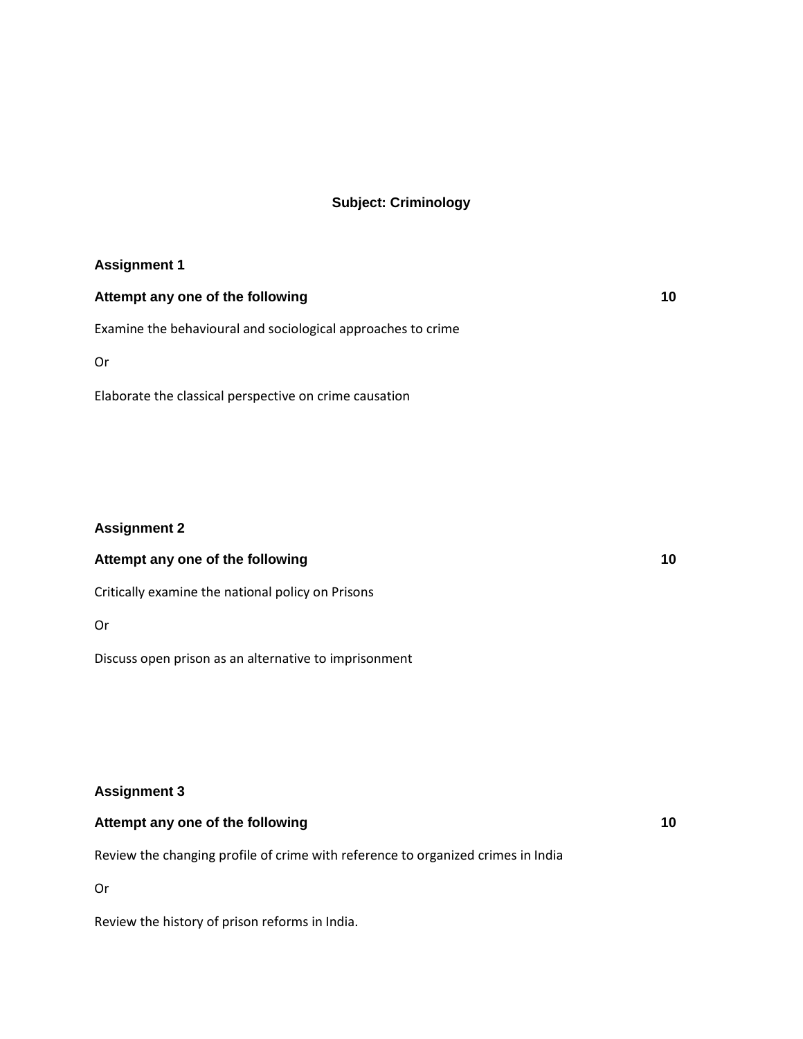## Subject: Criminology

### Assignment 1

**Attempt any one of the following** **10**

Examine the behavioural and sociological approaches to crime

Or

Elaborate the classical perspective on crime causation

### Assignment 2

**Attempt any one of the following** **10**

Critically examine the national policy on Prisons

Or

Discuss open prison as an alternative to imprisonment

### Assignment 3

**Attempt any one of the following** **10**

Review the changing profile of crime with reference to organized crimes in India

Or

Review the history of prison reforms in India.